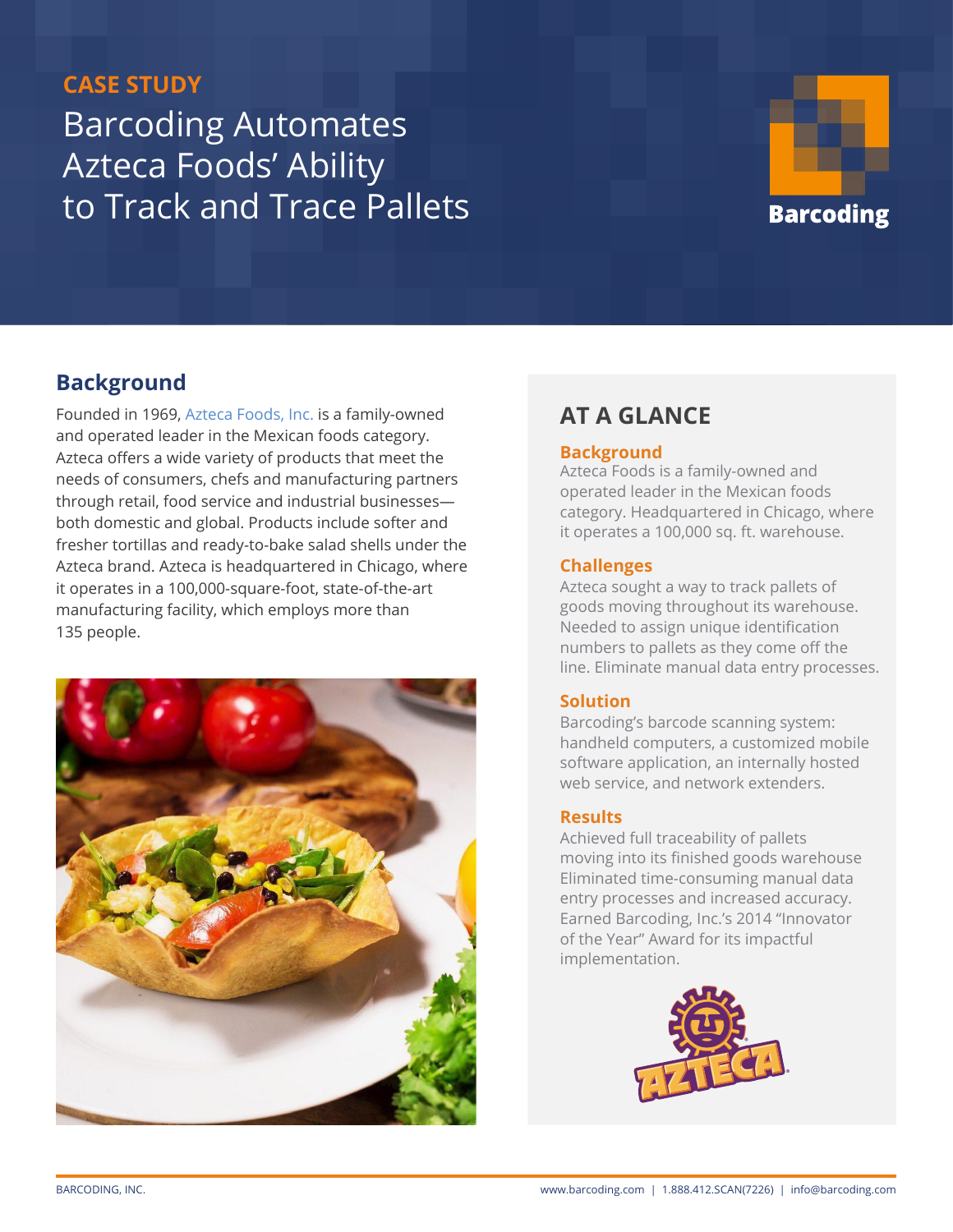CASE STUDY

# Barcoding Automates Azteca Foods' Ability to Track and Trace Pallets

Barcoding

## Background

Founded in 1969, Azteca Foods, Inc. is a family-owned and operated leader in the Mexican foods category. Azteca offers a wide variety of products that meet the needs of consumers, chefs and manufacturing partners through retail, food service and industrial businesses—both domestic and global. Products include softer and fresher tortillas and ready-to-bake salad shells under the Azteca brand. Azteca is headquartered in Chicago, where it operates in a 100,000-square-foot, state-of-the-art manufacturing facility, which employs more than 135 people.

## AT A GLANCE

### Background

Azteca Foods is a family-owned and operated leader in the Mexican foods category. Headquartered in Chicago, where it operates a 100,000 sq. ft. warehouse.

### Challenges

Azteca sought a way to track pallets of goods moving throughout its warehouse. Needed to assign unique identification numbers to pallets as they come off the line. Eliminate manual data entry processes.

### Solution

Barcoding's barcode scanning system: handheld computers, a customized mobile software application, an internally hosted web service, and network extenders.

### Results

Achieved full traceability of pallets moving into its finished goods warehouse Eliminated time-consuming manual data entry processes and increased accuracy. Earned Barcoding, Inc.'s 2014 "Innovator of the Year" Award for its impactful implementation.

AZTECA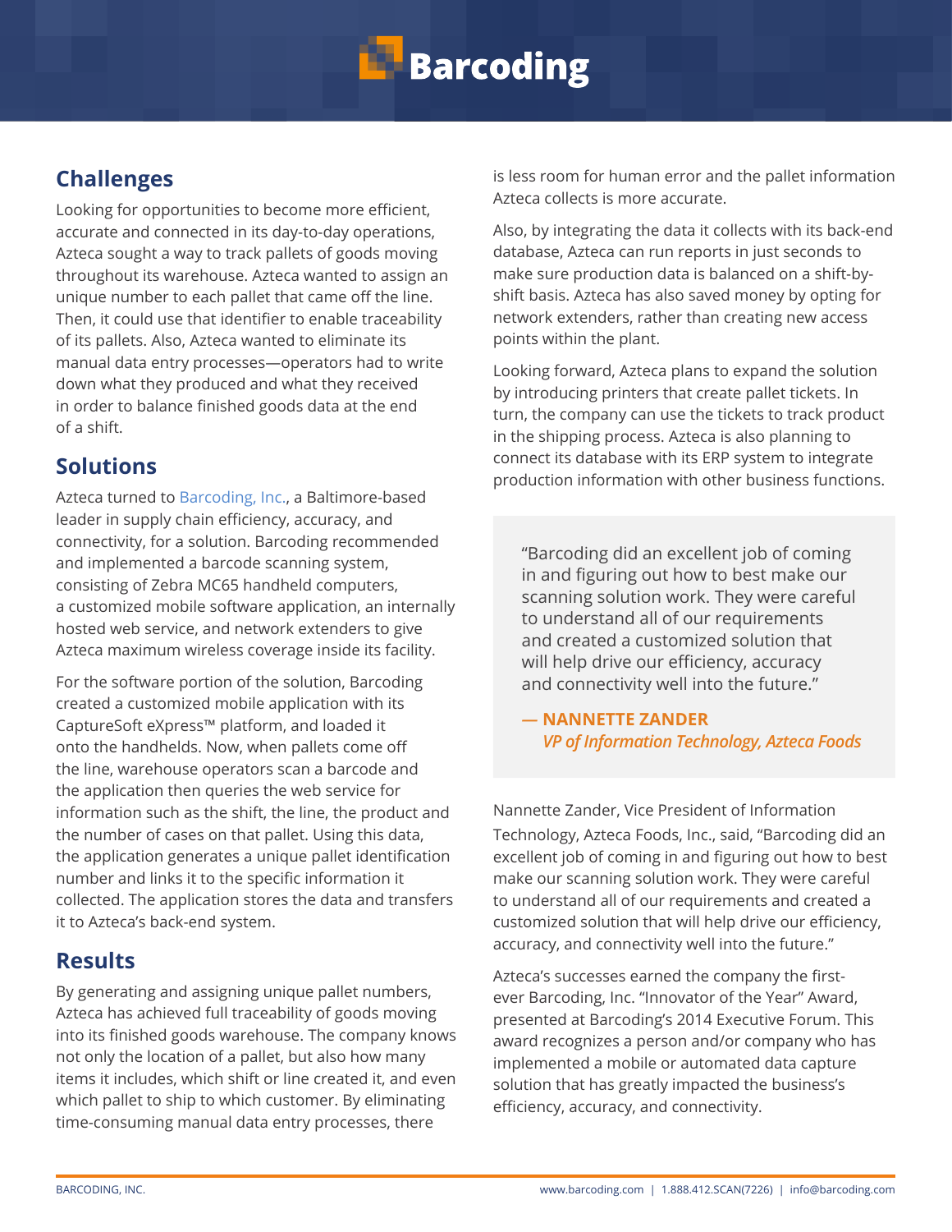## Challenges

Looking for opportunities to become more efficient, accurate and connected in its day-to-day operations, Azteca sought a way to track pallets of goods moving throughout its warehouse. Azteca wanted to assign an unique number to each pallet that came off the line. Then, it could use that identifier to enable traceability of its pallets. Also, Azteca wanted to eliminate its manual data entry processes—operators had to write down what they produced and what they received in order to balance finished goods data at the end of a shift.

## Solutions

Azteca turned to Barcoding, Inc., a Baltimore-based leader in supply chain efficiency, accuracy, and connectivity, for a solution. Barcoding recommended and implemented a barcode scanning system, consisting of Zebra MC65 handheld computers, a customized mobile software application, an internally hosted web service, and network extenders to give Azteca maximum wireless coverage inside its facility.

For the software portion of the solution, Barcoding created a customized mobile application with its CaptureSoft eXpress™ platform, and loaded it onto the handhelds. Now, when pallets come off the line, warehouse operators scan a barcode and the application then queries the web service for information such as the shift, the line, the product and the number of cases on that pallet. Using this data, the application generates a unique pallet identification number and links it to the specific information it collected. The application stores the data and transfers it to Azteca's back-end system.

## Results

By generating and assigning unique pallet numbers, Azteca has achieved full traceability of goods moving into its finished goods warehouse. The company knows not only the location of a pallet, but also how many items it includes, which shift or line created it, and even which pallet to ship to which customer. By eliminating time-consuming manual data entry processes, there is less room for human error and the pallet information Azteca collects is more accurate.

Also, by integrating the data it collects with its back-end database, Azteca can run reports in just seconds to make sure production data is balanced on a shift-by-shift basis. Azteca has also saved money by opting for network extenders, rather than creating new access points within the plant.

Looking forward, Azteca plans to expand the solution by introducing printers that create pallet tickets. In turn, the company can use the tickets to track product in the shipping process. Azteca is also planning to connect its database with its ERP system to integrate production information with other business functions.

> "Barcoding did an excellent job of coming in and figuring out how to best make our scanning solution work. They were careful to understand all of our requirements and created a customized solution that will help drive our efficiency, accuracy and connectivity well into the future."
>
> **— NANNETTE ZANDER**
> *VP of Information Technology, Azteca Foods*

Nannette Zander, Vice President of Information Technology, Azteca Foods, Inc., said, "Barcoding did an excellent job of coming in and figuring out how to best make our scanning solution work. They were careful to understand all of our requirements and created a customized solution that will help drive our efficiency, accuracy, and connectivity well into the future."

Azteca's successes earned the company the first-ever Barcoding, Inc. "Innovator of the Year" Award, presented at Barcoding's 2014 Executive Forum. This award recognizes a person and/or company who has implemented a mobile or automated data capture solution that has greatly impacted the business's efficiency, accuracy, and connectivity.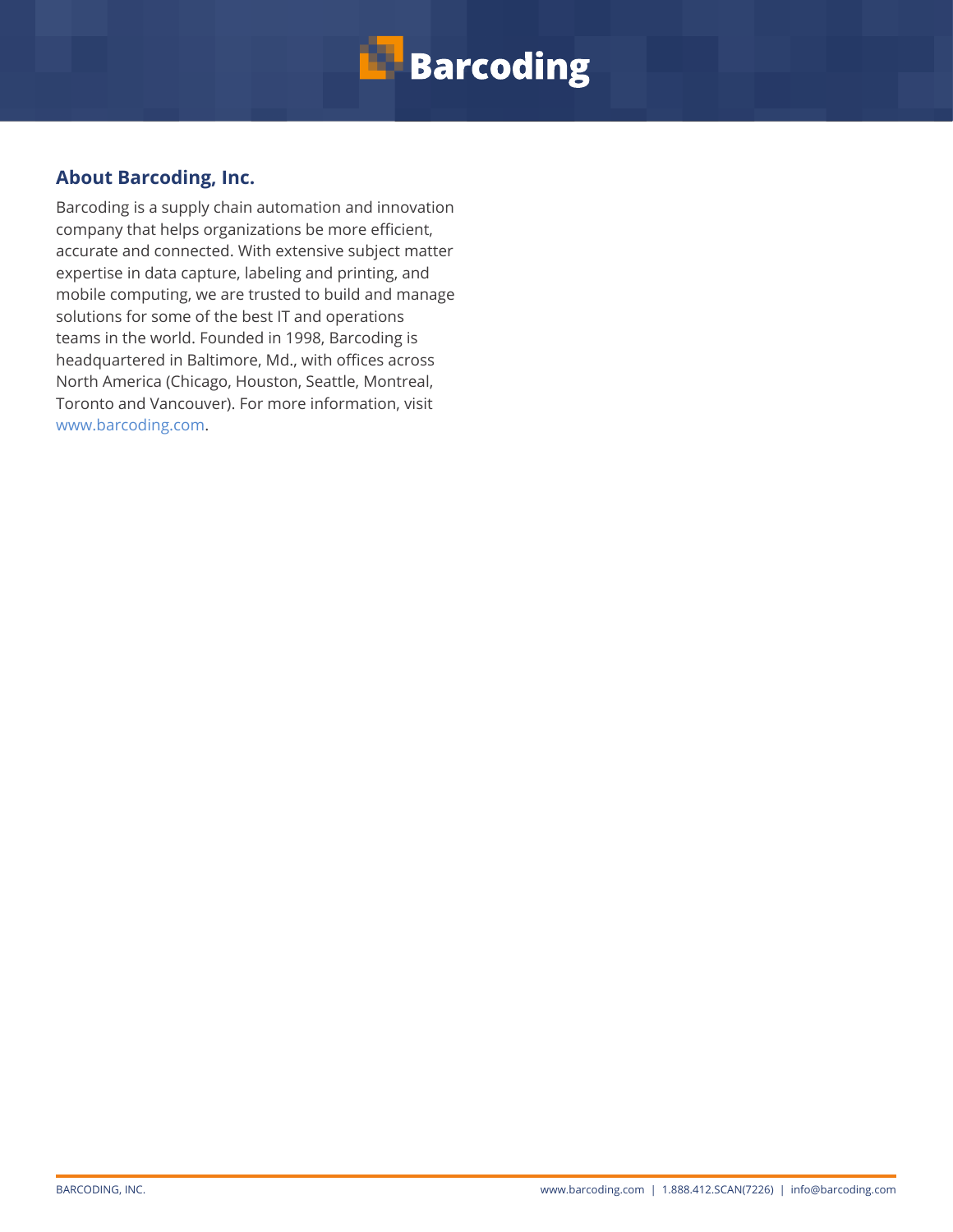## About Barcoding, Inc.

Barcoding is a supply chain automation and innovation company that helps organizations be more efficient, accurate and connected. With extensive subject matter expertise in data capture, labeling and printing, and mobile computing, we are trusted to build and manage solutions for some of the best IT and operations teams in the world. Founded in 1998, Barcoding is headquartered in Baltimore, Md., with offices across North America (Chicago, Houston, Seattle, Montreal, Toronto and Vancouver). For more information, visit www.barcoding.com.